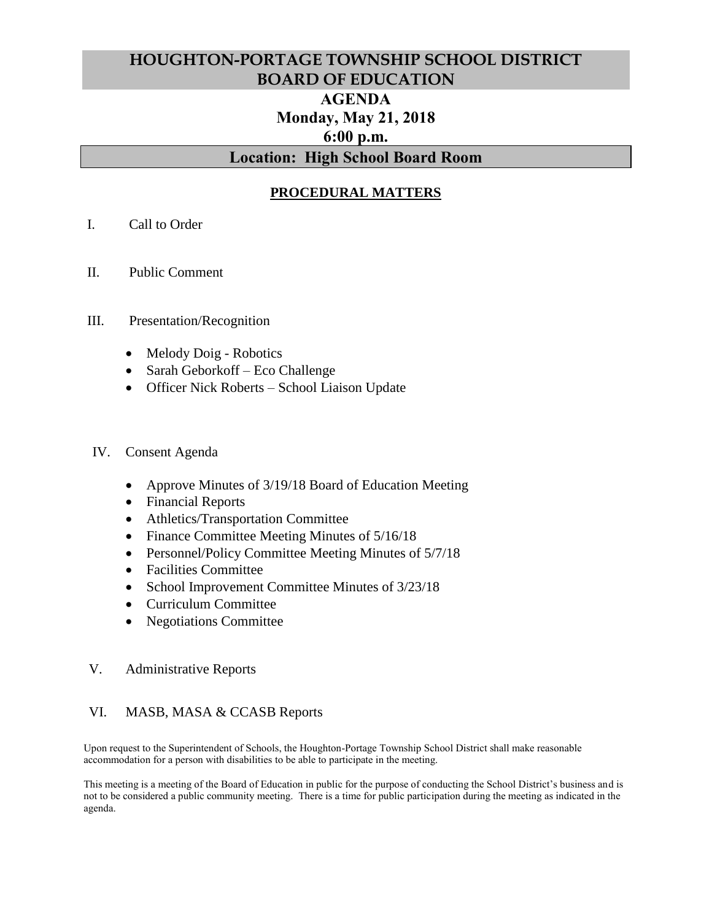# HOUGHTON-PORTAGE TOWNSHIP SCHOOL DISTRICT BOARD OF EDUCATION

## AGENDA

### Monday, May 21, 2018

### 6:00 p.m.

### Location: High School Board Room

**PROCEDURAL MATTERS**

I. Call to Order

II. Public Comment

III. Presentation/Recognition

- Melody Doig - Robotics
- Sarah Geborkoff – Eco Challenge
- Officer Nick Roberts – School Liaison Update

IV. Consent Agenda

- Approve Minutes of 3/19/18 Board of Education Meeting
- Financial Reports
- Athletics/Transportation Committee
- Finance Committee Meeting Minutes of 5/16/18
- Personnel/Policy Committee Meeting Minutes of 5/7/18
- Facilities Committee
- School Improvement Committee Minutes of 3/23/18
- Curriculum Committee
- Negotiations Committee

V. Administrative Reports

VI. MASB, MASA & CCASB Reports

Upon request to the Superintendent of Schools, the Houghton-Portage Township School District shall make reasonable accommodation for a person with disabilities to be able to participate in the meeting.

This meeting is a meeting of the Board of Education in public for the purpose of conducting the School District's business and is not to be considered a public community meeting. There is a time for public participation during the meeting as indicated in the agenda.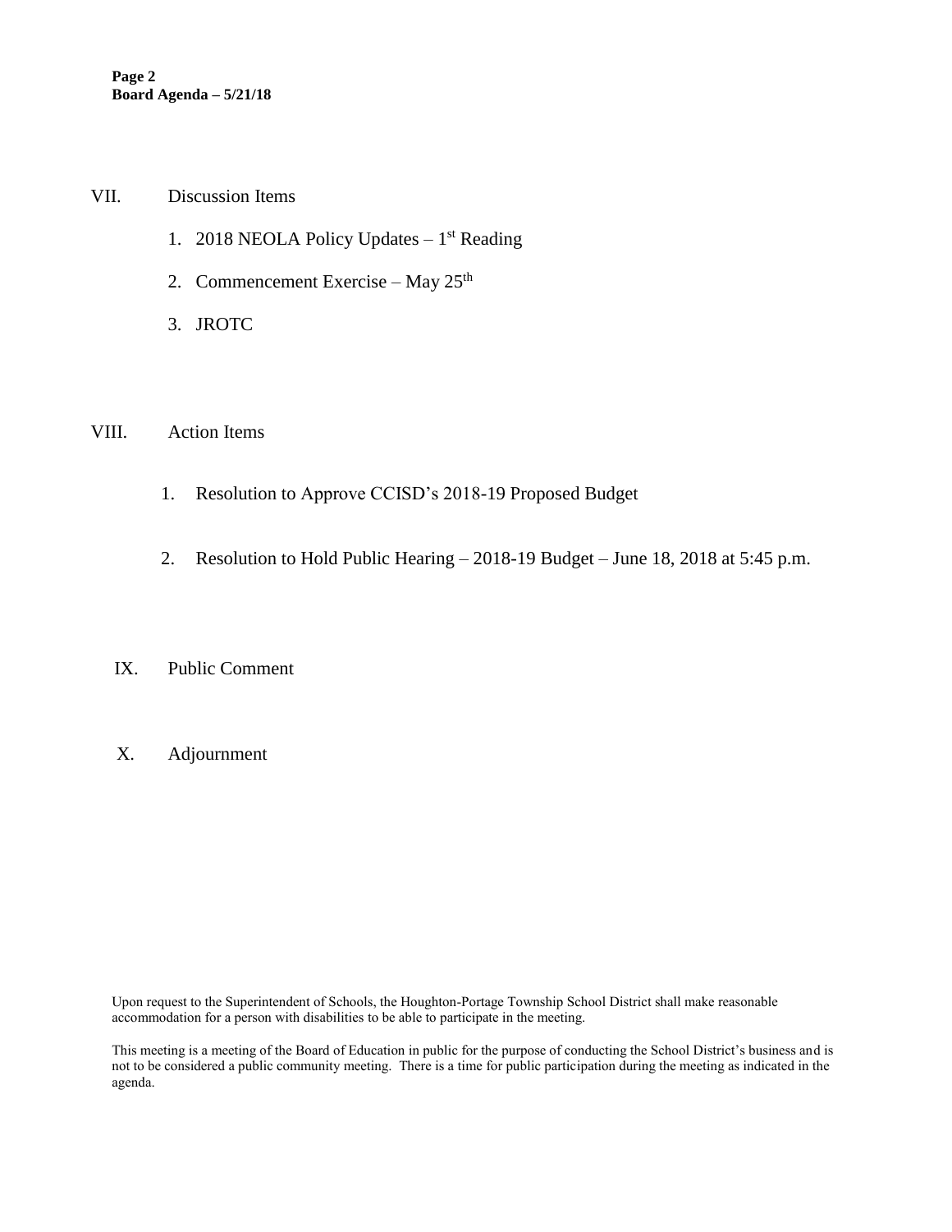VII. Discussion Items

1. 2018 NEOLA Policy Updates – 1st Reading
2. Commencement Exercise – May 25th
3. JROTC

VIII. Action Items

1. Resolution to Approve CCISD's 2018-19 Proposed Budget
2. Resolution to Hold Public Hearing – 2018-19 Budget – June 18, 2018 at 5:45 p.m.

IX. Public Comment

X. Adjournment

Upon request to the Superintendent of Schools, the Houghton-Portage Township School District shall make reasonable accommodation for a person with disabilities to be able to participate in the meeting.

This meeting is a meeting of the Board of Education in public for the purpose of conducting the School District's business and is not to be considered a public community meeting. There is a time for public participation during the meeting as indicated in the agenda.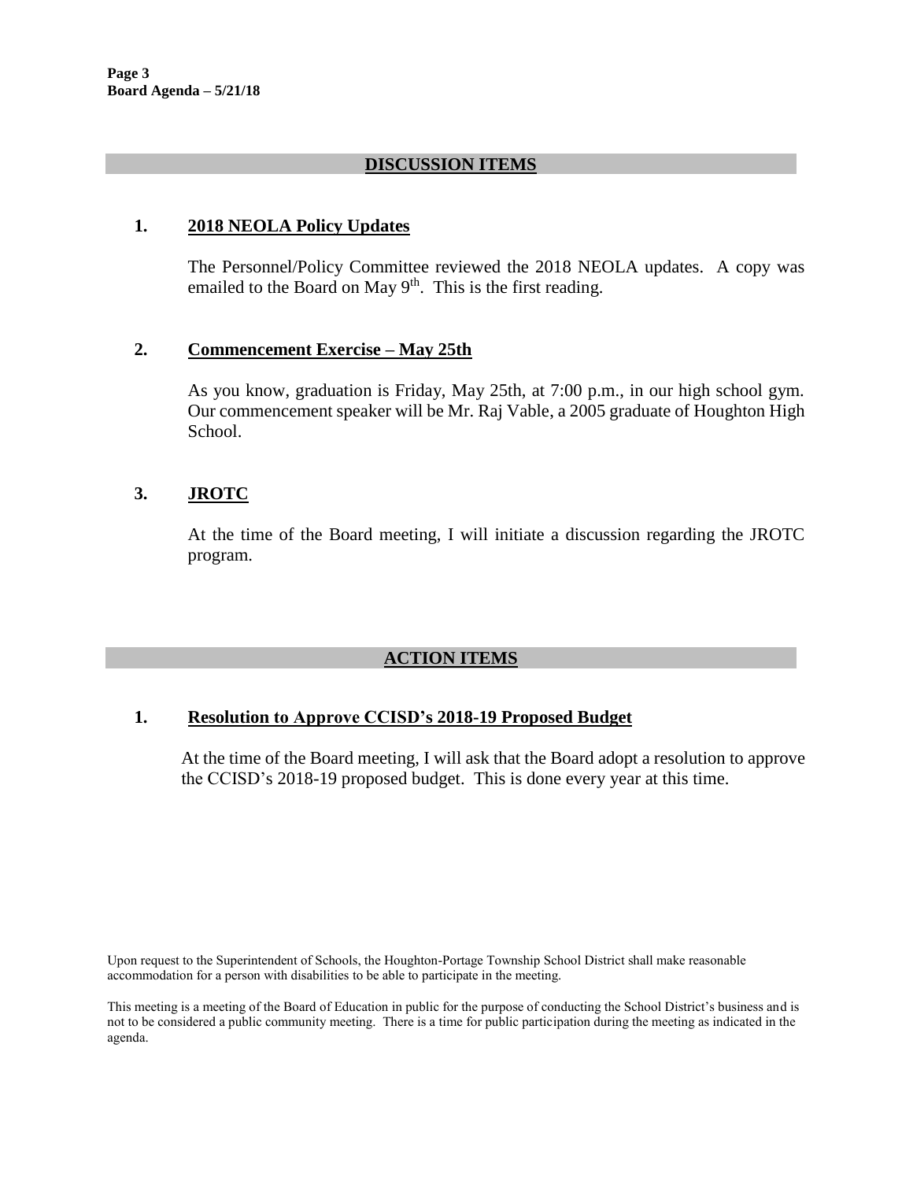## DISCUSSION ITEMS

### 1. 2018 NEOLA Policy Updates

The Personnel/Policy Committee reviewed the 2018 NEOLA updates. A copy was emailed to the Board on May 9th. This is the first reading.

### 2. Commencement Exercise – May 25th

As you know, graduation is Friday, May 25th, at 7:00 p.m., in our high school gym. Our commencement speaker will be Mr. Raj Vable, a 2005 graduate of Houghton High School.

### 3. JROTC

At the time of the Board meeting, I will initiate a discussion regarding the JROTC program.

## ACTION ITEMS

### 1. Resolution to Approve CCISD's 2018-19 Proposed Budget

At the time of the Board meeting, I will ask that the Board adopt a resolution to approve the CCISD's 2018-19 proposed budget. This is done every year at this time.

Upon request to the Superintendent of Schools, the Houghton-Portage Township School District shall make reasonable accommodation for a person with disabilities to be able to participate in the meeting.

This meeting is a meeting of the Board of Education in public for the purpose of conducting the School District's business and is not to be considered a public community meeting. There is a time for public participation during the meeting as indicated in the agenda.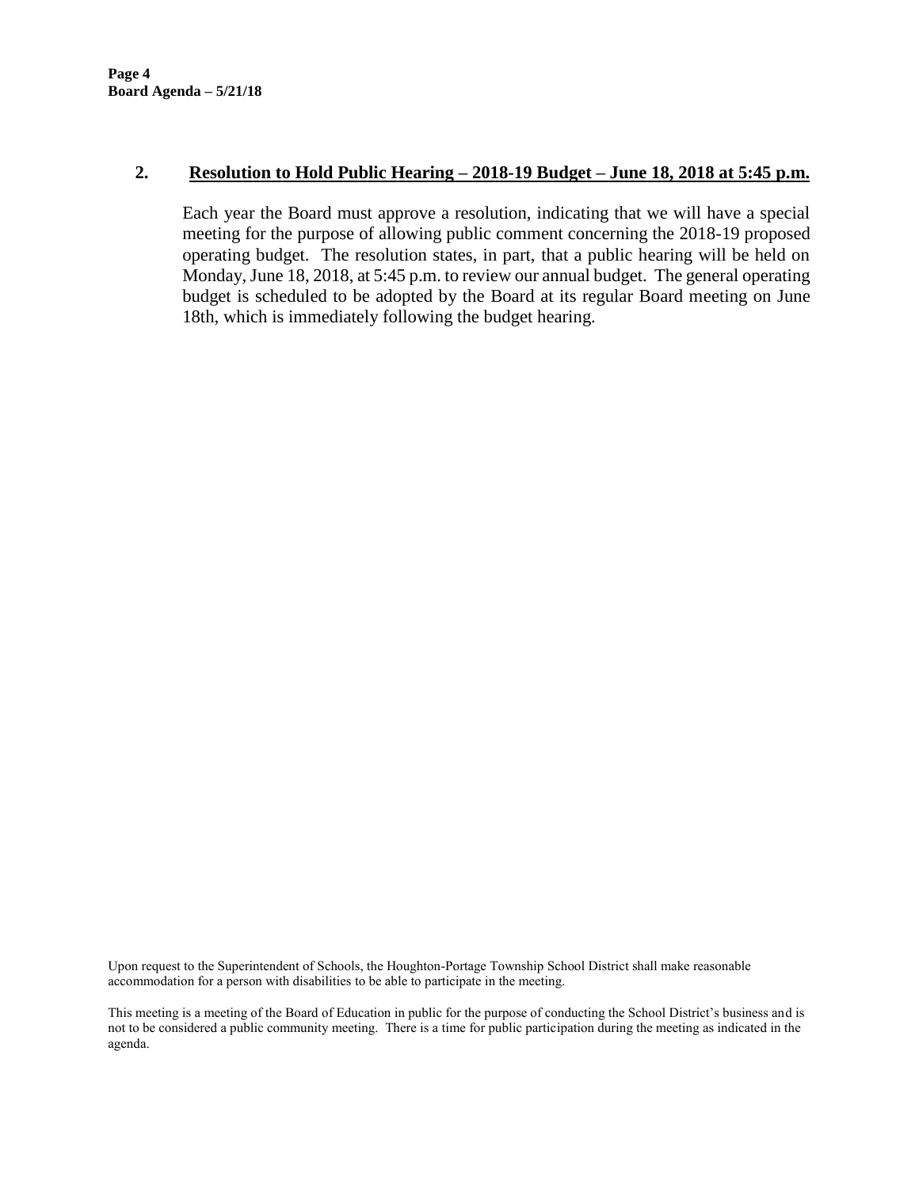**2. Resolution to Hold Public Hearing – 2018-19 Budget – June 18, 2018 at 5:45 p.m.**

Each year the Board must approve a resolution, indicating that we will have a special meeting for the purpose of allowing public comment concerning the 2018-19 proposed operating budget. The resolution states, in part, that a public hearing will be held on Monday, June 18, 2018, at 5:45 p.m. to review our annual budget. The general operating budget is scheduled to be adopted by the Board at its regular Board meeting on June 18th, which is immediately following the budget hearing.

Upon request to the Superintendent of Schools, the Houghton-Portage Township School District shall make reasonable accommodation for a person with disabilities to be able to participate in the meeting.

This meeting is a meeting of the Board of Education in public for the purpose of conducting the School District's business and is not to be considered a public community meeting. There is a time for public participation during the meeting as indicated in the agenda.